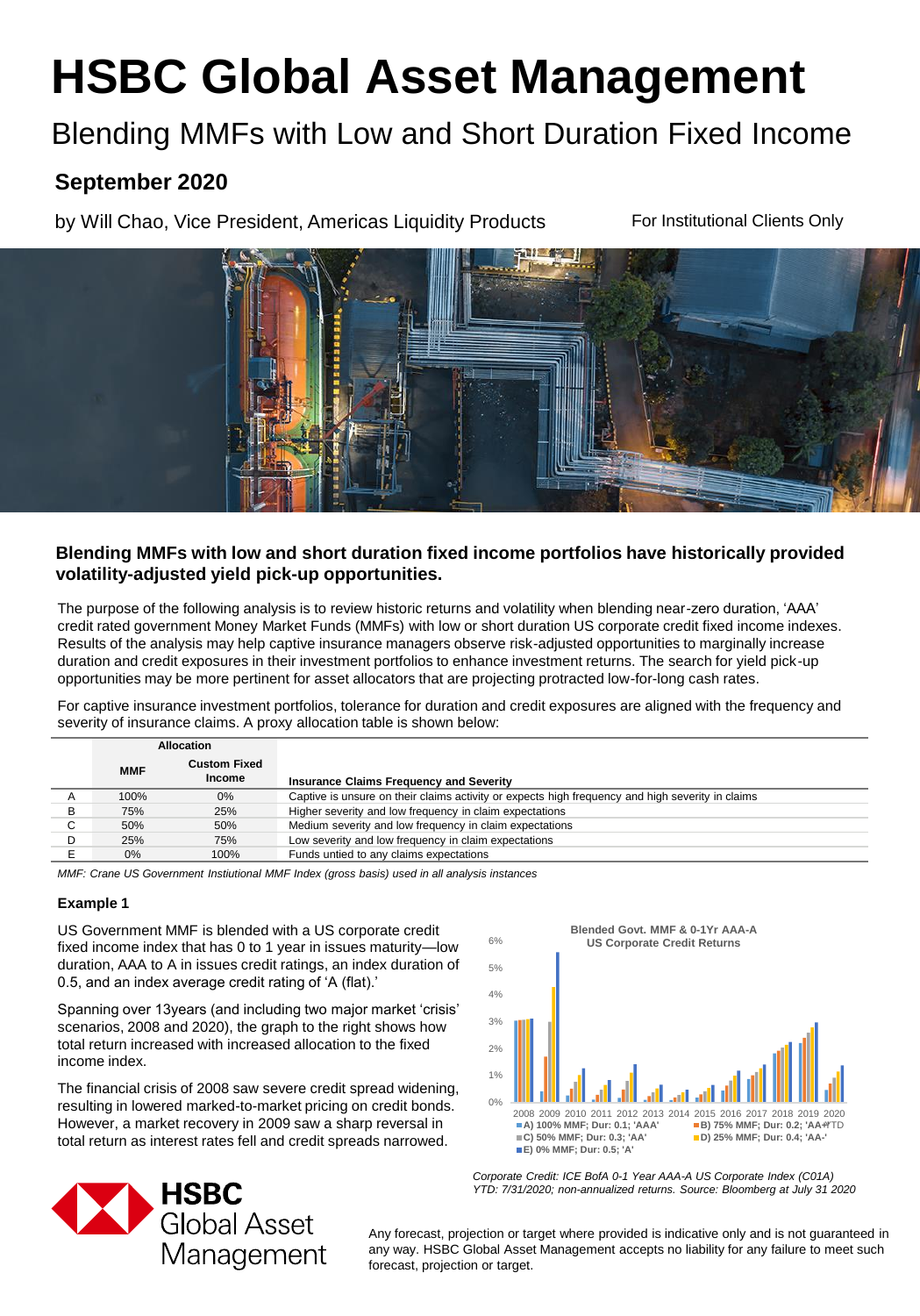# HSBC Global Asset Management

## Blending MMFs with Low and Short Duration Fixed Income

### September 2020

by Will Chao, Vice President, Americas Liquidity Products

For Institutional Clients Only

**Blending MMFs with low and short duration fixed income portfolios have historically provided volatility-adjusted yield pick-up opportunities.**

The purpose of the following analysis is to review historic returns and volatility when blending near-zero duration, 'AAA' credit rated government Money Market Funds (MMFs) with low or short duration US corporate credit fixed income indexes. Results of the analysis may help captive insurance managers observe risk-adjusted opportunities to marginally increase duration and credit exposures in their investment portfolios to enhance investment returns. The search for yield pick-up opportunities may be more pertinent for asset allocators that are projecting protracted low-for-long cash rates.

For captive insurance investment portfolios, tolerance for duration and credit exposures are aligned with the frequency and severity of insurance claims. A proxy allocation table is shown below:

| | Allocation | | |
|---|---|---|---|
| | **MMF** | **Custom Fixed Income** | **Insurance Claims Frequency and Severity** |
| A | 100% | 0% | Captive is unsure on their claims activity or expects high frequency and high severity in claims |
| B | 75% | 25% | Higher severity and low frequency in claim expectations |
| C | 50% | 50% | Medium severity and low frequency in claim expectations |
| D | 25% | 75% | Low severity and low frequency in claim expectations |
| E | 0% | 100% | Funds untied to any claims expectations |

*MMF: Crane US Government Instiutional MMF Index (gross basis) used in all analysis instances*

**Example 1**

US Government MMF is blended with a US corporate credit fixed income index that has 0 to 1 year in issues maturity—low duration, AAA to A in issues credit ratings, an index duration of 0.5, and an index average credit rating of 'A (flat).'

Spanning over 13years (and including two major market 'crisis' scenarios, 2008 and 2020), the graph to the right shows how total return increased with increased allocation to the fixed income index.

The financial crisis of 2008 saw severe credit spread widening, resulting in lowered marked-to-market pricing on credit bonds. However, a market recovery in 2009 saw a sharp reversal in total return as interest rates fell and credit spreads narrowed.

**Blended Govt. MMF & 0-1Yr AAA-A US Corporate Credit Returns**

Legend: A) 100% MMF; Dur: 0.1; 'AAA' · B) 75% MMF; Dur: 0.2; 'AA+' · C) 50% MMF; Dur: 0.3; 'AA' · D) 25% MMF; Dur: 0.4; 'AA-' · E) 0% MMF; Dur: 0.5; 'A'

Years: 2008–2019, 2020 YTD (y-axis 0%–6%)

*Corporate Credit: ICE BofA 0-1 Year AAA-A US Corporate Index (C01A)*
*YTD: 7/31/2020; non-annualized returns. Source: Bloomberg at July 31 2020*

Any forecast, projection or target where provided is indicative only and is not guaranteed in any way. HSBC Global Asset Management accepts no liability for any failure to meet such forecast, projection or target.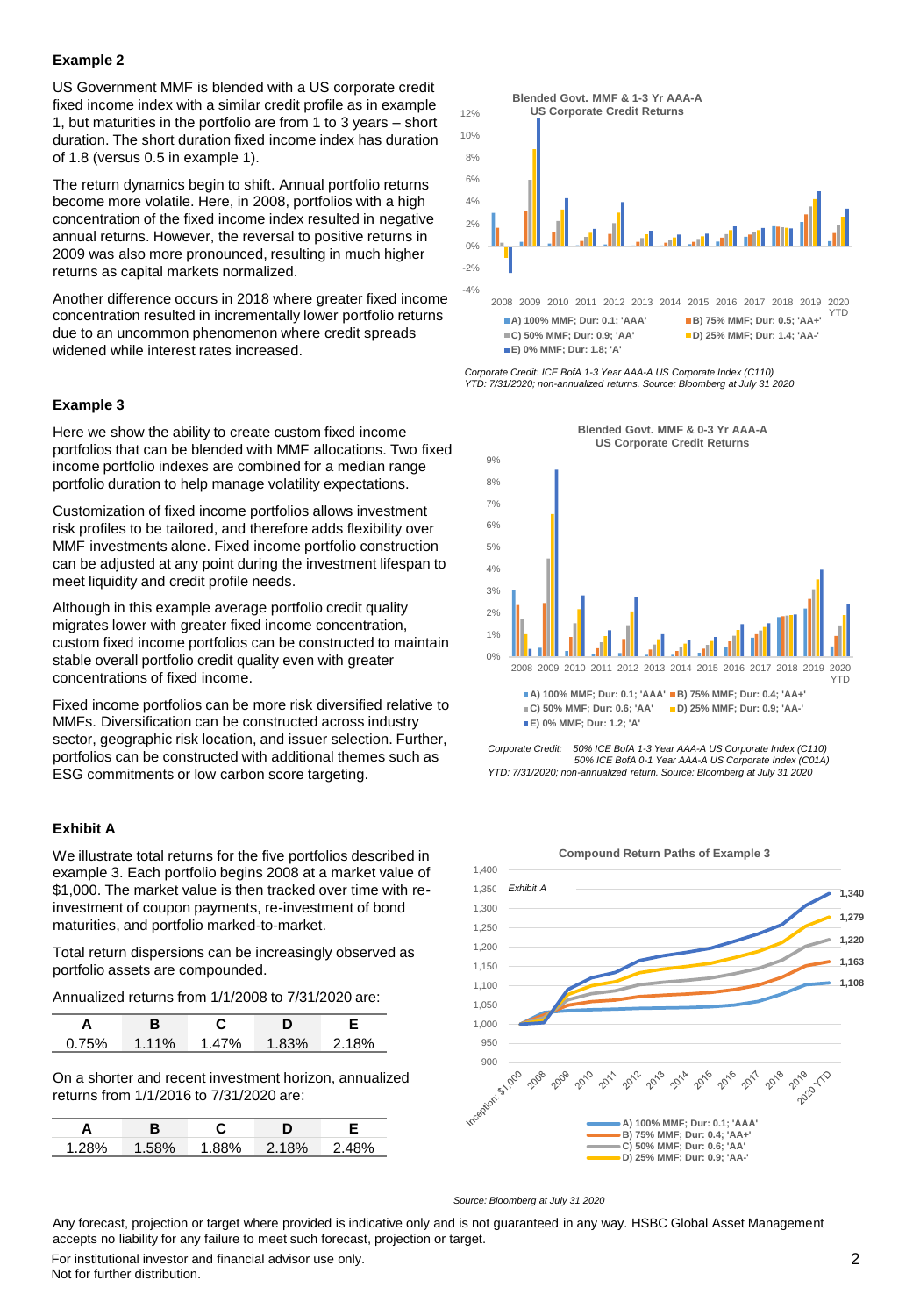### Example 2

US Government MMF is blended with a US corporate credit fixed income index with a similar credit profile as in example 1, but maturities in the portfolio are from 1 to 3 years – short duration. The short duration fixed income index has duration of 1.8 (versus 0.5 in example 1).

The return dynamics begin to shift. Annual portfolio returns become more volatile. Here, in 2008, portfolios with a high concentration of the fixed income index resulted in negative annual returns. However, the reversal to positive returns in 2009 was also more pronounced, resulting in much higher returns as capital markets normalized.

Another difference occurs in 2018 where greater fixed income concentration resulted in incrementally lower portfolio returns due to an uncommon phenomenon where credit spreads widened while interest rates increased.

**Blended Govt. MMF & 1-3 Yr AAA-A US Corporate Credit Returns**

- A) 100% MMF; Dur: 0.1; 'AAA'
- B) 75% MMF; Dur: 0.5; 'AA+'
- C) 50% MMF; Dur: 0.9; 'AA'
- D) 25% MMF; Dur: 1.4; 'AA-'
- E) 0% MMF; Dur: 1.8; 'A'

*Corporate Credit: ICE BofA 1-3 Year AAA-A US Corporate Index (C1I0)*
*YTD: 7/31/2020; non-annualized returns. Source: Bloomberg at July 31 2020*

### Example 3

Here we show the ability to create custom fixed income portfolios that can be blended with MMF allocations. Two fixed income portfolio indexes are combined for a median range portfolio duration to help manage volatility expectations.

Customization of fixed income portfolios allows investment risk profiles to be tailored, and therefore adds flexibility over MMF investments alone. Fixed income portfolio construction can be adjusted at any point during the investment lifespan to meet liquidity and credit profile needs.

Although in this example average portfolio credit quality migrates lower with greater fixed income concentration, custom fixed income portfolios can be constructed to maintain stable overall portfolio credit quality even with greater concentrations of fixed income.

Fixed income portfolios can be more risk diversified relative to MMFs. Diversification can be constructed across industry sector, geographic risk location, and issuer selection. Further, portfolios can be constructed with additional themes such as ESG commitments or low carbon score targeting.

**Blended Govt. MMF & 0-3 Yr AAA-A US Corporate Credit Returns**

- A) 100% MMF; Dur: 0.1; 'AAA'
- B) 75% MMF; Dur: 0.4; 'AA+'
- C) 50% MMF; Dur: 0.6; 'AA'
- D) 25% MMF; Dur: 0.9; 'AA-'
- E) 0% MMF; Dur: 1.2; 'A'

*Corporate Credit: 50% ICE BofA 1-3 Year AAA-A US Corporate Index (C1I0)*
*50% ICE BofA 0-1 Year AAA-A US Corporate Index (C0IA)*
*YTD: 7/31/2020; non-annualized return. Source: Bloomberg at July 31 2020*

### Exhibit A

We illustrate total returns for the five portfolios described in example 3. Each portfolio begins 2008 at a market value of $1,000. The market value is then tracked over time with re-investment of coupon payments, re-investment of bond maturities, and portfolio marked-to-market.

Total return dispersions can be increasingly observed as portfolio assets are compounded.

Annualized returns from 1/1/2008 to 7/31/2020 are:

| A | B | C | D | E |
|---|---|---|---|---|
| 0.75% | 1.11% | 1.47% | 1.83% | 2.18% |

On a shorter and recent investment horizon, annualized returns from 1/1/2016 to 7/31/2020 are:

| A | B | C | D | E |
|---|---|---|---|---|
| 1.28% | 1.58% | 1.88% | 2.18% | 2.48% |

**Compound Return Paths of Example 3**

*Exhibit A*

- A) 100% MMF; Dur: 0.1; 'AAA' — 1,108
- B) 75% MMF; Dur: 0.4; 'AA+' — 1,163
- C) 50% MMF; Dur: 0.6; 'AA' — 1,220
- D) 25% MMF; Dur: 0.9; 'AA-' — 1,279
- E) — 1,340

*Source: Bloomberg at July 31 2020*

Any forecast, projection or target where provided is indicative only and is not guaranteed in any way. HSBC Global Asset Management accepts no liability for any failure to meet such forecast, projection or target.

For institutional investor and financial advisor use only.
Not for further distribution.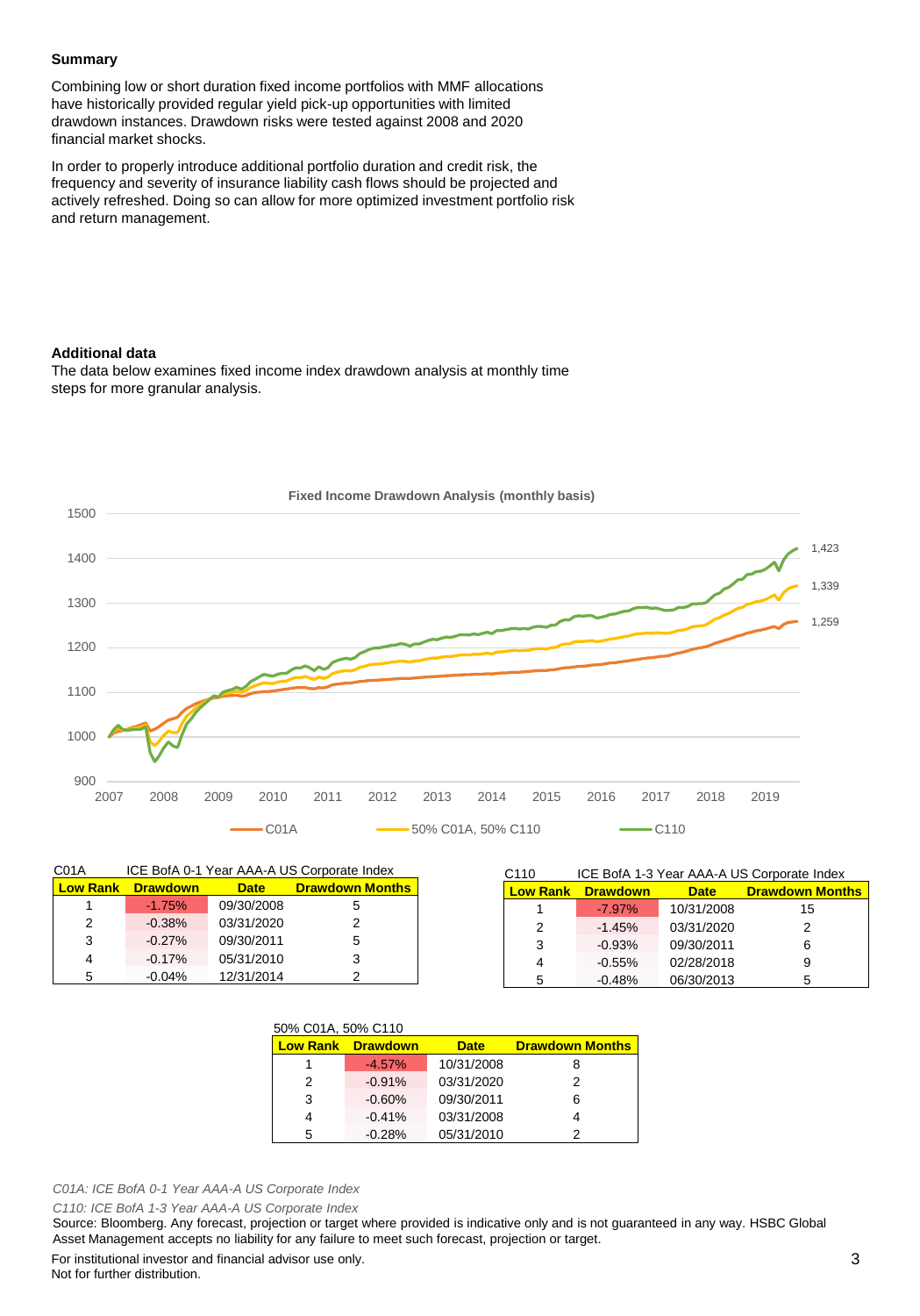**Summary**

Combining low or short duration fixed income portfolios with MMF allocations have historically provided regular yield pick-up opportunities with limited drawdown instances. Drawdown risks were tested against 2008 and 2020 financial market shocks.

In order to properly introduce additional portfolio duration and credit risk, the frequency and severity of insurance liability cash flows should be projected and actively refreshed. Doing so can allow for more optimized investment portfolio risk and return management.

**Additional data**

The data below examines fixed income index drawdown analysis at monthly time steps for more granular analysis.

**Fixed Income Drawdown Analysis (monthly basis)**

C01A — ICE BofA 0-1 Year AAA-A US Corporate Index

| Low Rank | Drawdown | Date | Drawdown Months |
|---|---|---|---|
| 1 | -1.75% | 09/30/2008 | 5 |
| 2 | -0.38% | 03/31/2020 | 2 |
| 3 | -0.27% | 09/30/2011 | 5 |
| 4 | -0.17% | 05/31/2010 | 3 |
| 5 | -0.04% | 12/31/2014 | 2 |

C110 — ICE BofA 1-3 Year AAA-A US Corporate Index

| Low Rank | Drawdown | Date | Drawdown Months |
|---|---|---|---|
| 1 | -7.97% | 10/31/2008 | 15 |
| 2 | -1.45% | 03/31/2020 | 2 |
| 3 | -0.93% | 09/30/2011 | 6 |
| 4 | -0.55% | 02/28/2018 | 9 |
| 5 | -0.48% | 06/30/2013 | 5 |

50% C01A, 50% C110

| Low Rank | Drawdown | Date | Drawdown Months |
|---|---|---|---|
| 1 | -4.57% | 10/31/2008 | 8 |
| 2 | -0.91% | 03/31/2020 | 2 |
| 3 | -0.60% | 09/30/2011 | 6 |
| 4 | -0.41% | 03/31/2008 | 4 |
| 5 | -0.28% | 05/31/2010 | 2 |

*C01A: ICE BofA 0-1 Year AAA-A US Corporate Index*

*C110: ICE BofA 1-3 Year AAA-A US Corporate Index*

Source: Bloomberg. Any forecast, projection or target where provided is indicative only and is not guaranteed in any way. HSBC Global Asset Management accepts no liability for any failure to meet such forecast, projection or target.

For institutional investor and financial advisor use only.
Not for further distribution.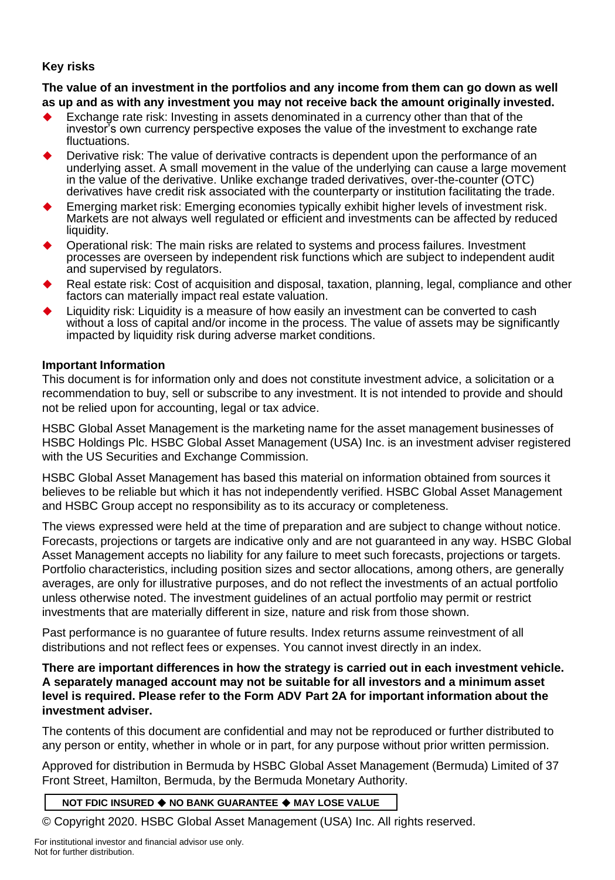### Key risks

**The value of an investment in the portfolios and any income from them can go down as well as up and as with any investment you may not receive back the amount originally invested.**

- Exchange rate risk: Investing in assets denominated in a currency other than that of the investor's own currency perspective exposes the value of the investment to exchange rate fluctuations.
- Derivative risk: The value of derivative contracts is dependent upon the performance of an underlying asset. A small movement in the value of the underlying can cause a large movement in the value of the derivative. Unlike exchange traded derivatives, over-the-counter (OTC) derivatives have credit risk associated with the counterparty or institution facilitating the trade.
- Emerging market risk: Emerging economies typically exhibit higher levels of investment risk. Markets are not always well regulated or efficient and investments can be affected by reduced liquidity.
- Operational risk: The main risks are related to systems and process failures. Investment processes are overseen by independent risk functions which are subject to independent audit and supervised by regulators.
- Real estate risk: Cost of acquisition and disposal, taxation, planning, legal, compliance and other factors can materially impact real estate valuation.
- Liquidity risk: Liquidity is a measure of how easily an investment can be converted to cash without a loss of capital and/or income in the process. The value of assets may be significantly impacted by liquidity risk during adverse market conditions.

### Important Information

This document is for information only and does not constitute investment advice, a solicitation or a recommendation to buy, sell or subscribe to any investment. It is not intended to provide and should not be relied upon for accounting, legal or tax advice.

HSBC Global Asset Management is the marketing name for the asset management businesses of HSBC Holdings Plc. HSBC Global Asset Management (USA) Inc. is an investment adviser registered with the US Securities and Exchange Commission.

HSBC Global Asset Management has based this material on information obtained from sources it believes to be reliable but which it has not independently verified. HSBC Global Asset Management and HSBC Group accept no responsibility as to its accuracy or completeness.

The views expressed were held at the time of preparation and are subject to change without notice. Forecasts, projections or targets are indicative only and are not guaranteed in any way. HSBC Global Asset Management accepts no liability for any failure to meet such forecasts, projections or targets. Portfolio characteristics, including position sizes and sector allocations, among others, are generally averages, are only for illustrative purposes, and do not reflect the investments of an actual portfolio unless otherwise noted. The investment guidelines of an actual portfolio may permit or restrict investments that are materially different in size, nature and risk from those shown.

Past performance is no guarantee of future results. Index returns assume reinvestment of all distributions and not reflect fees or expenses. You cannot invest directly in an index.

**There are important differences in how the strategy is carried out in each investment vehicle. A separately managed account may not be suitable for all investors and a minimum asset level is required. Please refer to the Form ADV Part 2A for important information about the investment adviser.**

The contents of this document are confidential and may not be reproduced or further distributed to any person or entity, whether in whole or in part, for any purpose without prior written permission.

Approved for distribution in Bermuda by HSBC Global Asset Management (Bermuda) Limited of 37 Front Street, Hamilton, Bermuda, by the Bermuda Monetary Authority.

**NOT FDIC INSURED ◆ NO BANK GUARANTEE ◆ MAY LOSE VALUE**

© Copyright 2020. HSBC Global Asset Management (USA) Inc. All rights reserved.

For institutional investor and financial advisor use only.
Not for further distribution.